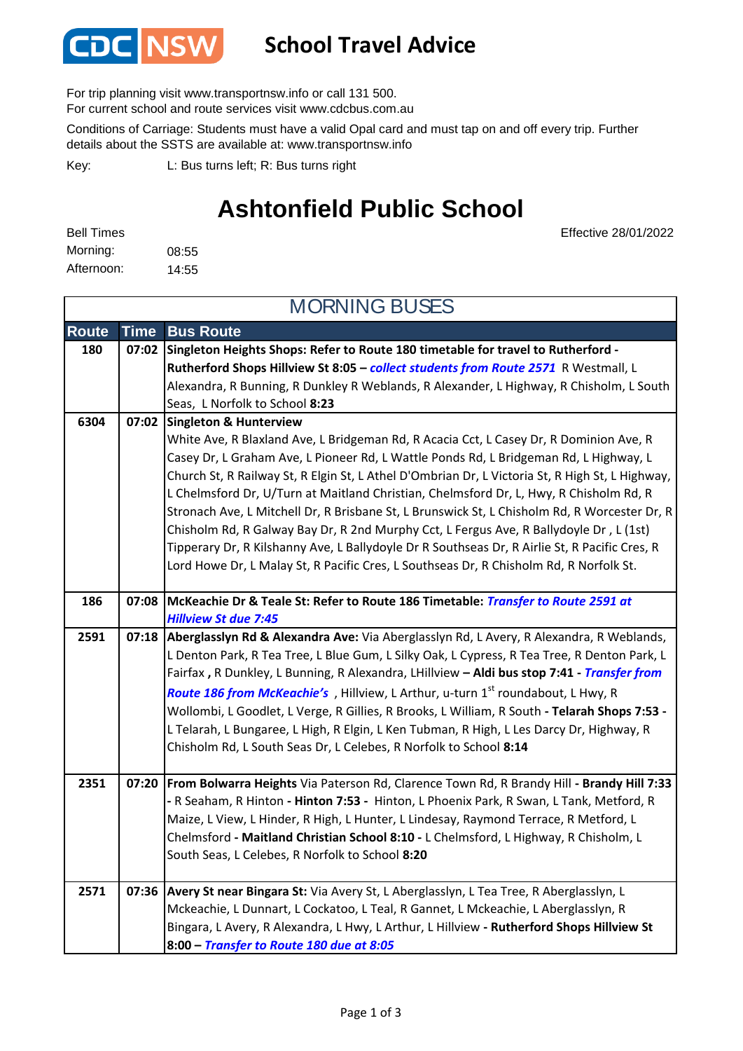CDC NSW

# School Travel Advice

For trip planning visit www.transportnsw.info or call 131 500.
For current school and route services visit www.cdcbus.com.au

Conditions of Carriage: Students must have a valid Opal card and must tap on and off every trip. Further details about the SSTS are available at: www.transportnsw.info

Key: L: Bus turns left; R: Bus turns right

## Ashtonfield Public School

Effective 28/01/2022

Bell Times
Morning: 08:55
Afternoon: 14:55

### MORNING BUSES

| Route | Time | Bus Route |
|---|---|---|
| 180 | 07:02 | **Singleton Heights Shops: Refer to Route 180 timetable for travel to Rutherford - Rutherford Shops Hillview St 8:05 –** ***collect students from Route 2571*** R Westmall, L Alexandra, R Bunning, R Dunkley R Weblands, R Alexander, L Highway, R Chisholm, L South Seas, L Norfolk to School **8:23** |
| 6304 | 07:02 | **Singleton & Hunterview** White Ave, R Blaxland Ave, L Bridgeman Rd, R Acacia Cct, L Casey Dr, R Dominion Ave, R Casey Dr, L Graham Ave, L Pioneer Rd, L Wattle Ponds Rd, L Bridgeman Rd, L Highway, L Church St, R Railway St, R Elgin St, L Athel D'Ombrian Dr, L Victoria St, R High St, L Highway, L Chelmsford Dr, U/Turn at Maitland Christian, Chelmsford Dr, L, Hwy, R Chisholm Rd, R Stronach Ave, L Mitchell Dr, R Brisbane St, L Brunswick St, L Chisholm Rd, R Worcester Dr, R Chisholm Rd, R Galway Bay Dr, R 2nd Murphy Cct, L Fergus Ave, R Ballydoyle Dr , L (1st) Tipperary Dr, R Kilshanny Ave, L Ballydoyle Dr R Southseas Dr, R Airlie St, R Pacific Cres, R Lord Howe Dr, L Malay St, R Pacific Cres, L Southseas Dr, R Chisholm Rd, R Norfolk St. |
| 186 | 07:08 | **McKeachie Dr & Teale St: Refer to Route 186 Timetable:** ***Transfer to Route 2591 at Hillview St due 7:45*** |
| 2591 | 07:18 | **Aberglasslyn Rd & Alexandra Ave:** Via Aberglasslyn Rd, L Avery, R Alexandra, R Weblands, L Denton Park, R Tea Tree, L Blue Gum, L Silky Oak, L Cypress, R Tea Tree, R Denton Park, L Fairfax **,** R Dunkley, L Bunning, R Alexandra, LHillview **– Aldi bus stop 7:41 -** ***Transfer from Route 186 from McKeachie's*** , Hillview, L Arthur, u-turn 1st roundabout, L Hwy, R Wollombi, L Goodlet, L Verge, R Gillies, R Brooks, L William, R South **- Telarah Shops 7:53 -** L Telarah, L Bungaree, L High, R Elgin, L Ken Tubman, R High, L Les Darcy Dr, Highway, R Chisholm Rd, L South Seas Dr, L Celebes, R Norfolk to School **8:14** |
| 2351 | 07:20 | **From Bolwarra Heights** Via Paterson Rd, Clarence Town Rd, R Brandy Hill **- Brandy Hill 7:33 -** R Seaham, R Hinton **- Hinton 7:53 -** Hinton, L Phoenix Park, R Swan, L Tank, Metford, R Maize, L View, L Hinder, R High, L Hunter, L Lindesay, Raymond Terrace, R Metford, L Chelmsford **- Maitland Christian School 8:10 -** L Chelmsford, L Highway, R Chisholm, L South Seas, L Celebes, R Norfolk to School **8:20** |
| 2571 | 07:36 | **Avery St near Bingara St:** Via Avery St, L Aberglasslyn, L Tea Tree, R Aberglasslyn, L Mckeachie, L Dunnart, L Cockatoo, L Teal, R Gannet, L Mckeachie, L Aberglasslyn, R Bingara, L Avery, R Alexandra, L Hwy, L Arthur, L Hillview **- Rutherford Shops Hillview St 8:00 –** ***Transfer to Route 180 due at 8:05*** |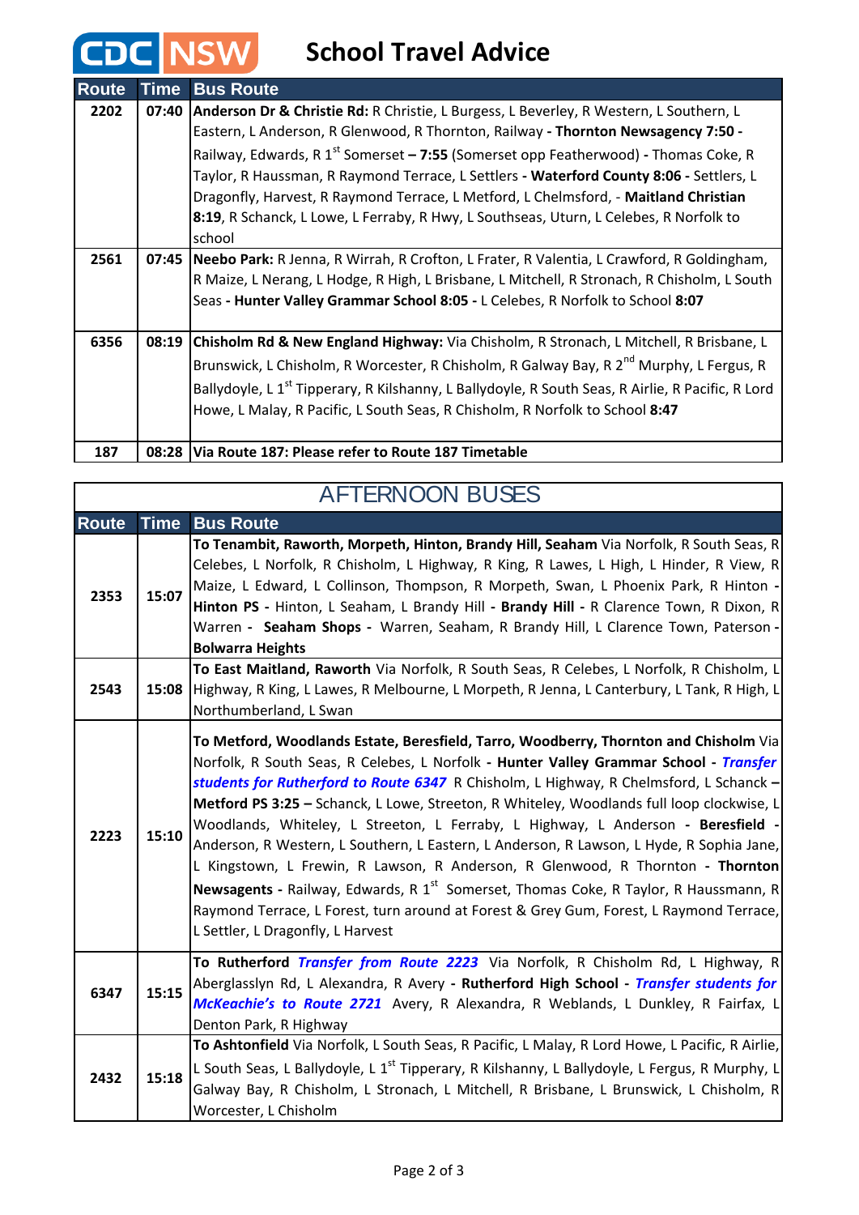# School Travel Advice

| Route | Time | Bus Route |
|---|---|---|
| 2202 | 07:40 | **Anderson Dr & Christie Rd:** R Christie, L Burgess, L Beverley, R Western, L Southern, L Eastern, L Anderson, R Glenwood, R Thornton, Railway **- Thornton Newsagency 7:50 -** Railway, Edwards, R 1st Somerset **– 7:55** (Somerset opp Featherwood) **-** Thomas Coke, R Taylor, R Haussman, R Raymond Terrace, L Settlers **- Waterford County 8:06 -** Settlers, L Dragonfly, Harvest, R Raymond Terrace, L Metford, L Chelmsford, **- Maitland Christian 8:19**, R Schanck, L Lowe, L Ferraby, R Hwy, L Southseas, Uturn, L Celebes, R Norfolk to school |
| 2561 | 07:45 | **Neebo Park:** R Jenna, R Wirrah, R Crofton, L Frater, R Valentia, L Crawford, R Goldingham, R Maize, L Nerang, L Hodge, R High, L Brisbane, L Mitchell, R Stronach, R Chisholm, L South Seas **- Hunter Valley Grammar School 8:05 -** L Celebes, R Norfolk to School **8:07** |
| 6356 | 08:19 | **Chisholm Rd & New England Highway:** Via Chisholm, R Stronach, L Mitchell, R Brisbane, L Brunswick, L Chisholm, R Worcester, R Chisholm, R Galway Bay, R 2nd Murphy, L Fergus, R Ballydoyle, L 1st Tipperary, R Kilshanny, L Ballydoyle, R South Seas, R Airlie, R Pacific, R Lord Howe, L Malay, R Pacific, L South Seas, R Chisholm, R Norfolk to School **8:47** |
| 187 | 08:28 | **Via Route 187: Please refer to Route 187 Timetable** |

## AFTERNOON BUSES

| Route | Time | Bus Route |
|---|---|---|
| 2353 | 15:07 | **To Tenambit, Raworth, Morpeth, Hinton, Brandy Hill, Seaham** Via Norfolk, R South Seas, R Celebes, L Norfolk, R Chisholm, L Highway, R King, R Lawes, L High, L Hinder, R View, R Maize, L Edward, L Collinson, Thompson, R Morpeth, Swan, L Phoenix Park, R Hinton **- Hinton PS -** Hinton, L Seaham, L Brandy Hill **- Brandy Hill -** R Clarence Town, R Dixon, R Warren **- Seaham Shops -** Warren, Seaham, R Brandy Hill, L Clarence Town, Paterson **- Bolwarra Heights** |
| 2543 | 15:08 | **To East Maitland, Raworth** Via Norfolk, R South Seas, R Celebes, L Norfolk, R Chisholm, L Highway, R King, L Lawes, R Melbourne, L Morpeth, R Jenna, L Canterbury, L Tank, R High, L Northumberland, L Swan |
| 2223 | 15:10 | **To Metford, Woodlands Estate, Beresfield, Tarro, Woodberry, Thornton and Chisholm** Via Norfolk, R South Seas, R Celebes, L Norfolk **- Hunter Valley Grammar School -** ***Transfer students for Rutherford to Route 6347*** R Chisholm, L Highway, R Chelmsford, L Schanck **– Metford PS 3:25 –** Schanck, L Lowe, Streeton, R Whiteley, Woodlands full loop clockwise, L Woodlands, Whiteley, L Streeton, L Ferraby, L Highway, L Anderson **- Beresfield -** Anderson, R Western, L Southern, L Eastern, L Anderson, R Lawson, L Hyde, R Sophia Jane, L Kingstown, L Frewin, R Lawson, R Anderson, R Glenwood, R Thornton **- Thornton Newsagents -** Railway, Edwards, R 1st Somerset, Thomas Coke, R Taylor, R Haussmann, R Raymond Terrace, L Forest, turn around at Forest & Grey Gum, Forest, L Raymond Terrace, L Settler, L Dragonfly, L Harvest |
| 6347 | 15:15 | **To Rutherford** ***Transfer from Route 2223*** Via Norfolk, R Chisholm Rd, L Highway, R Aberglasslyn Rd, L Alexandra, R Avery **- Rutherford High School -** ***Transfer students for McKeachie's to Route 2721*** Avery, R Alexandra, R Weblands, L Dunkley, R Fairfax, L Denton Park, R Highway |
| 2432 | 15:18 | **To Ashtonfield** Via Norfolk, L South Seas, R Pacific, L Malay, R Lord Howe, L Pacific, R Airlie, L South Seas, L Ballydoyle, L 1st Tipperary, R Kilshanny, L Ballydoyle, L Fergus, R Murphy, L Galway Bay, R Chisholm, L Stronach, L Mitchell, R Brisbane, L Brunswick, L Chisholm, R Worcester, L Chisholm |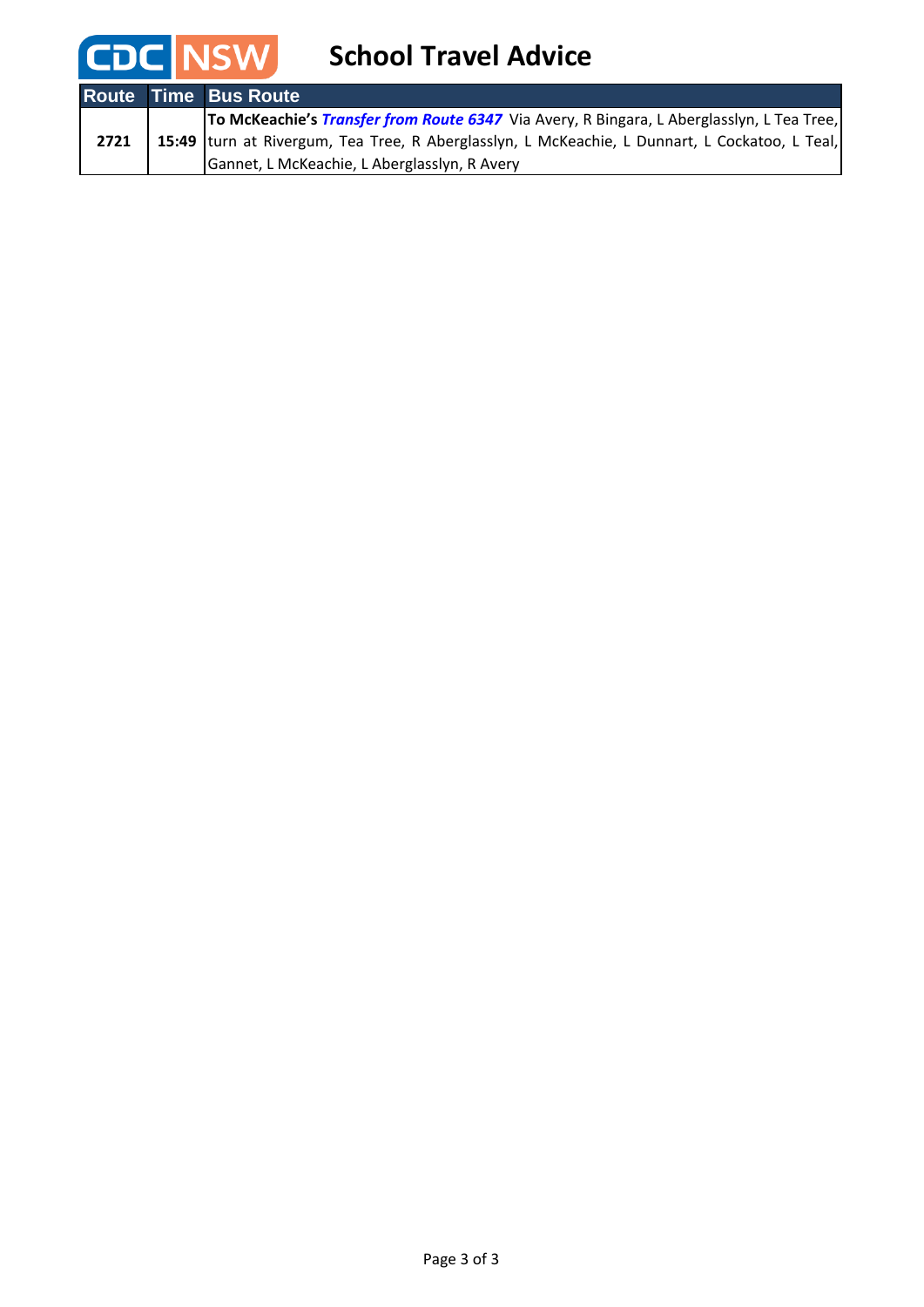# CDC NSW School Travel Advice

| Route | Time | Bus Route |
|---|---|---|
| 2721 | 15:49 | **To McKeachie's** ***Transfer from Route 6347*** Via Avery, R Bingara, L Aberglasslyn, L Tea Tree, turn at Rivergum, Tea Tree, R Aberglasslyn, L McKeachie, L Dunnart, L Cockatoo, L Teal, Gannet, L McKeachie, L Aberglasslyn, R Avery |